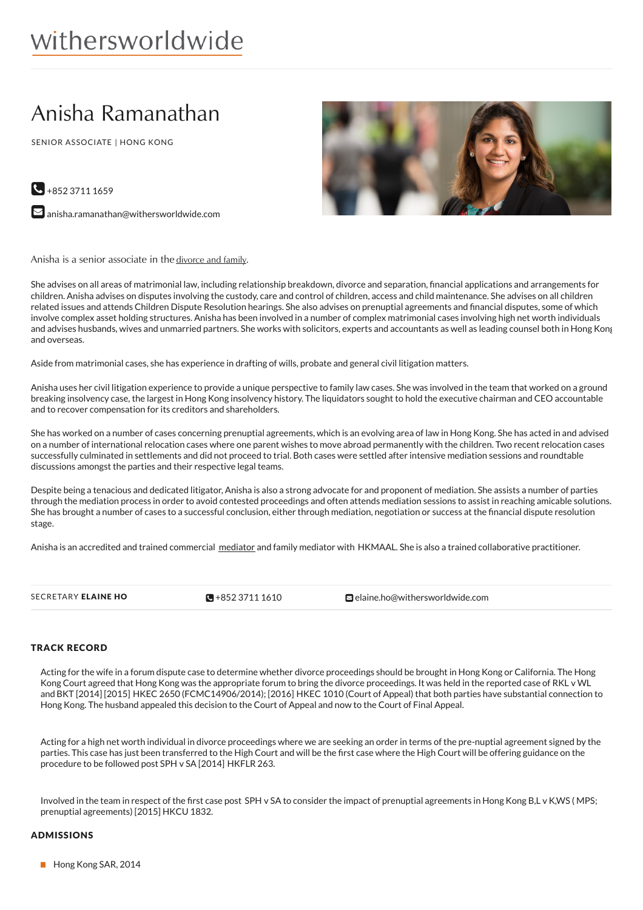withersworldwide

# Anisha Ramanathan

SENIOR ASSOCIATE | HONG KONG

+852 3711 1659

anisha.ramanathan@withersworldwide.com

Anisha is a senior associate in the divorce and family.

She advises on all areas of matrimonial law, including relationship breakdown, divorce and separation, financial applications and arrangements for children. Anisha advises on disputes involving the custody, care and control of children, access and child maintenance. She advises on all children related issues and attends Children Dispute Resolution hearings. She also advises on prenuptial agreements and financial disputes, some of which involve complex asset holding structures. Anisha has been involved in a number of complex matrimonial cases involving high net worth individuals and advises husbands, wives and unmarried partners. She works with solicitors, experts and accountants as well as leading counsel both in Hong Kong and overseas.

Aside from matrimonial cases, she has experience in drafting of wills, probate and general civil litigation matters.

Anisha uses her civil litigation experience to provide a unique perspective to family law cases. She was involved in the team that worked on a ground breaking insolvency case, the largest in Hong Kong insolvency history. The liquidators sought to hold the executive chairman and CEO accountable and to recover compensation for its creditors and shareholders.

She has worked on a number of cases concerning prenuptial agreements, which is an evolving area of law in Hong Kong. She has acted in and advised on a number of international relocation cases where one parent wishes to move abroad permanently with the children. Two recent relocation cases successfully culminated in settlements and did not proceed to trial. Both cases were settled after intensive mediation sessions and roundtable discussions amongst the parties and their respective legal teams.

Despite being a tenacious and dedicated litigator, Anisha is also a strong advocate for and proponent of mediation. She assists a number of parties through the mediation process in order to avoid contested proceedings and often attends mediation sessions to assist in reaching amicable solutions. She has brought a number of cases to a successful conclusion, either through mediation, negotiation or success at the financial dispute resolution stage.

Anisha is an accredited and trained commercial mediator and family mediator with HKMAAL. She is also a trained collaborative practitioner.

SECRETARY **ELAINE HO** | +852 3711 1610 | elaine.ho@withersworldwide.com

## TRACK RECORD

Acting for the wife in a forum dispute case to determine whether divorce proceedings should be brought in Hong Kong or California. The Hong Kong Court agreed that Hong Kong was the appropriate forum to bring the divorce proceedings. It was held in the reported case of RKL v WL and BKT [2014] [2015] HKEC 2650 (FCMC14906/2014); [2016] HKEC 1010 (Court of Appeal) that both parties have substantial connection to Hong Kong. The husband appealed this decision to the Court of Appeal and now to the Court of Final Appeal.

Acting for a high net worth individual in divorce proceedings where we are seeking an order in terms of the pre-nuptial agreement signed by the parties. This case has just been transferred to the High Court and will be the first case where the High Court will be offering guidance on the procedure to be followed post SPH v SA [2014] HKFLR 263.

Involved in the team in respect of the first case post SPH v SA to consider the impact of prenuptial agreements in Hong Kong B,L v K,WS ( MPS; prenuptial agreements) [2015] HKCU 1832.

## ADMISSIONS

- Hong Kong SAR, 2014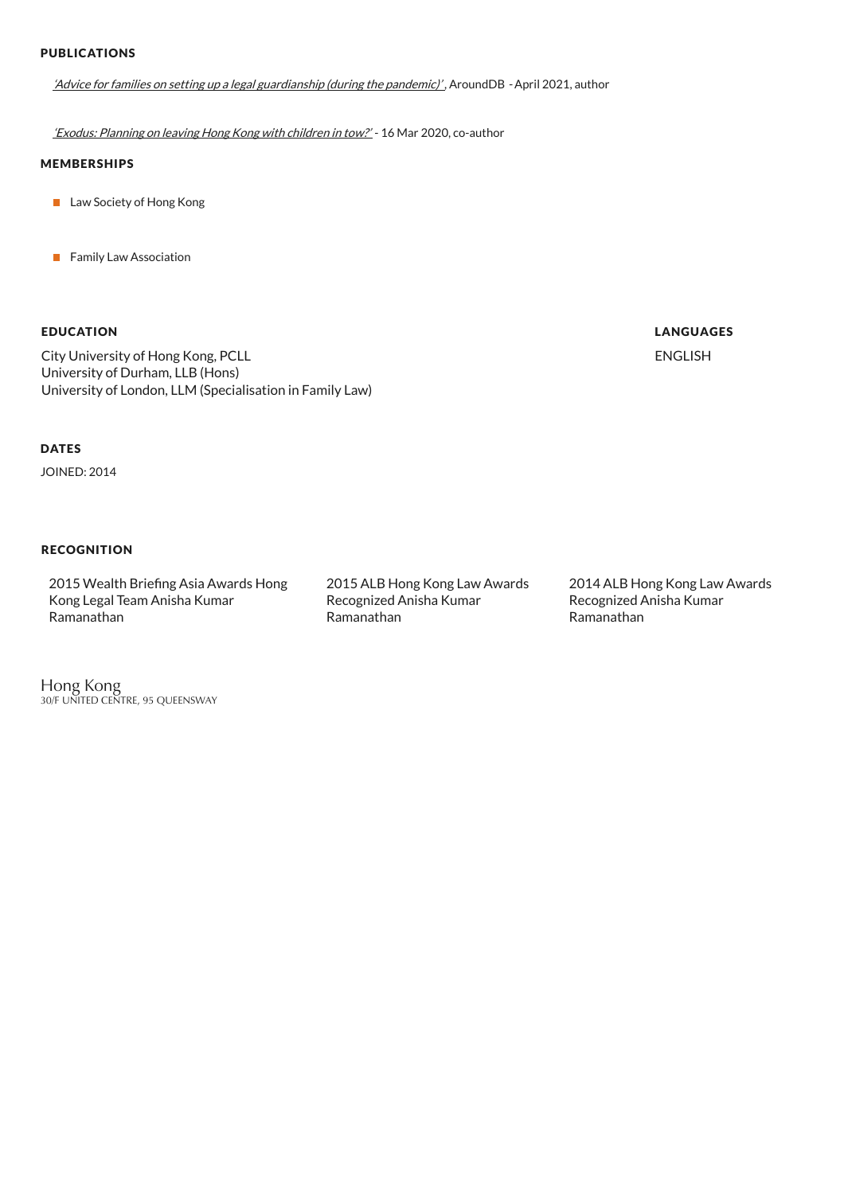## PUBLICATIONS

_'Advice for families on setting up a legal guardianship (during the pandemic)'_, AroundDB - April 2021, author

_'Exodus: Planning on leaving Hong Kong with children in tow?'_ - 16 Mar 2020, co-author

## MEMBERSHIPS

- Law Society of Hong Kong
- Family Law Association

## EDUCATION

City University of Hong Kong, PCLL
University of Durham, LLB (Hons)
University of London, LLM (Specialisation in Family Law)

## LANGUAGES

ENGLISH

## DATES

JOINED: 2014

## RECOGNITION

2015 Wealth Briefing Asia Awards Hong Kong Legal Team Anisha Kumar Ramanathan

2015 ALB Hong Kong Law Awards Recognized Anisha Kumar Ramanathan

2014 ALB Hong Kong Law Awards Recognized Anisha Kumar Ramanathan

Hong Kong
30/F UNITED CENTRE, 95 QUEENSWAY